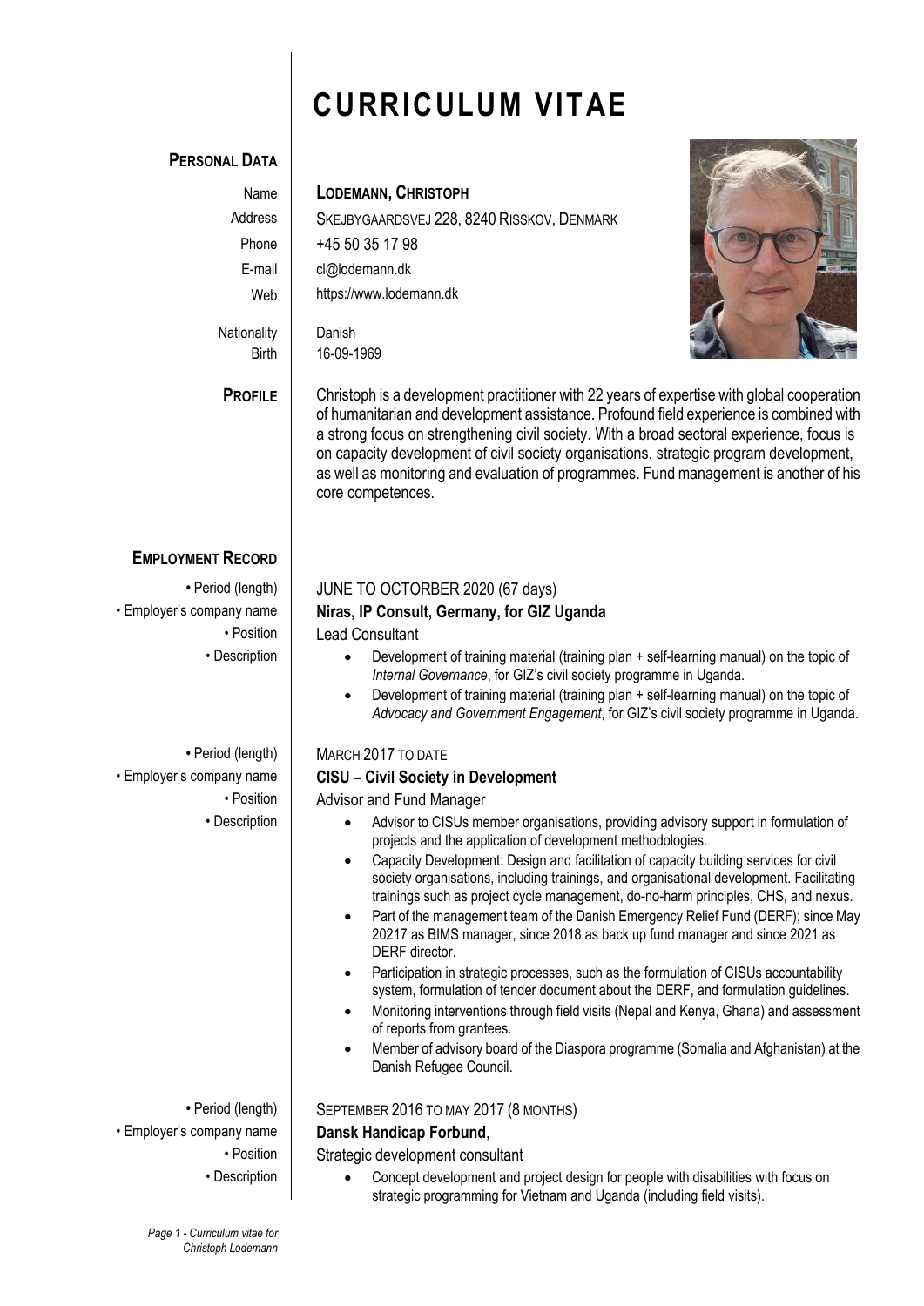# CURRICULUM VITAE

## PERSONAL DATA

| | |
|---|---|
| Name | **LODEMANN, CHRISTOPH** |
| Address | SKEJBYGAARDSVEJ 228, 8240 RISSKOV, DENMARK |
| Phone | +45 50 35 17 98 |
| E-mail | cl@lodemann.dk |
| Web | https://www.lodemann.dk |
| Nationality | Danish |
| Birth | 16-09-1969 |

## PROFILE

Christoph is a development practitioner with 22 years of expertise with global cooperation of humanitarian and development assistance. Profound field experience is combined with a strong focus on strengthening civil society. With a broad sectoral experience, focus is on capacity development of civil society organisations, strategic program development, as well as monitoring and evaluation of programmes. Fund management is another of his core competences.

## EMPLOYMENT RECORD

- **Period (length):** JUNE TO OCTORBER 2020 (67 days)
- **Employer's company name:** **Niras, IP Consult, Germany, for GIZ Uganda**
- **Position:** Lead Consultant
- **Description:**
  - Development of training material (training plan + self-learning manual) on the topic of *Internal Governance*, for GIZ's civil society programme in Uganda.
  - Development of training material (training plan + self-learning manual) on the topic of *Advocacy and Government Engagement*, for GIZ's civil society programme in Uganda.

- **Period (length):** MARCH 2017 TO DATE
- **Employer's company name:** **CISU – Civil Society in Development**
- **Position:** Advisor and Fund Manager
- **Description:**
  - Advisor to CISUs member organisations, providing advisory support in formulation of projects and the application of development methodologies.
  - Capacity Development: Design and facilitation of capacity building services for civil society organisations, including trainings, and organisational development. Facilitating trainings such as project cycle management, do-no-harm principles, CHS, and nexus.
  - Part of the management team of the Danish Emergency Relief Fund (DERF); since May 20217 as BIMS manager, since 2018 as back up fund manager and since 2021 as DERF director.
  - Participation in strategic processes, such as the formulation of CISUs accountability system, formulation of tender document about the DERF, and formulation guidelines.
  - Monitoring interventions through field visits (Nepal and Kenya, Ghana) and assessment of reports from grantees.
  - Member of advisory board of the Diaspora programme (Somalia and Afghanistan) at the Danish Refugee Council.

- **Period (length):** SEPTEMBER 2016 TO MAY 2017 (8 MONTHS)
- **Employer's company name:** **Dansk Handicap Forbund**,
- **Position:** Strategic development consultant
- **Description:**
  - Concept development and project design for people with disabilities with focus on strategic programming for Vietnam and Uganda (including field visits).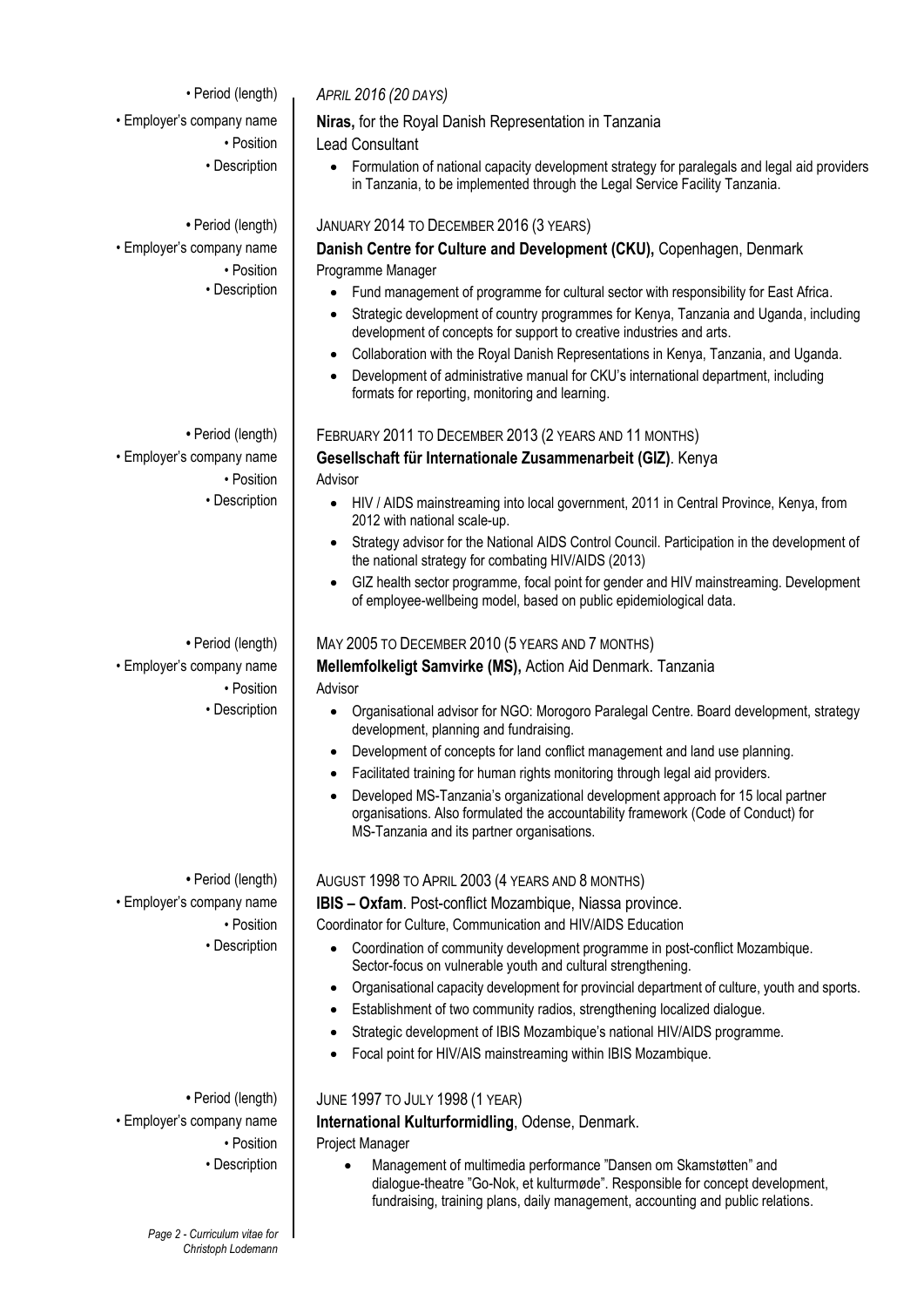- **Period (length):** *APRIL 2016 (20 DAYS)*
- **Employer's company name:** **Niras,** for the Royal Danish Representation in Tanzania
- **Position:** Lead Consultant
- **Description:**
  - Formulation of national capacity development strategy for paralegals and legal aid providers in Tanzania, to be implemented through the Legal Service Facility Tanzania.

---

- **Period (length):** JANUARY 2014 TO DECEMBER 2016 (3 YEARS)
- **Employer's company name:** **Danish Centre for Culture and Development (CKU),** Copenhagen, Denmark
- **Position:** Programme Manager
- **Description:**
  - Fund management of programme for cultural sector with responsibility for East Africa.
  - Strategic development of country programmes for Kenya, Tanzania and Uganda, including development of concepts for support to creative industries and arts.
  - Collaboration with the Royal Danish Representations in Kenya, Tanzania, and Uganda.
  - Development of administrative manual for CKU's international department, including formats for reporting, monitoring and learning.

---

- **Period (length):** FEBRUARY 2011 TO DECEMBER 2013 (2 YEARS AND 11 MONTHS)
- **Employer's company name:** **Gesellschaft für Internationale Zusammenarbeit (GIZ)**. Kenya
- **Position:** Advisor
- **Description:**
  - HIV / AIDS mainstreaming into local government, 2011 in Central Province, Kenya, from 2012 with national scale-up.
  - Strategy advisor for the National AIDS Control Council. Participation in the development of the national strategy for combating HIV/AIDS (2013)
  - GIZ health sector programme, focal point for gender and HIV mainstreaming. Development of employee-wellbeing model, based on public epidemiological data.

---

- **Period (length):** MAY 2005 TO DECEMBER 2010 (5 YEARS AND 7 MONTHS)
- **Employer's company name:** **Mellemfolkeligt Samvirke (MS),** Action Aid Denmark. Tanzania
- **Position:** Advisor
- **Description:**
  - Organisational advisor for NGO: Morogoro Paralegal Centre. Board development, strategy development, planning and fundraising.
  - Development of concepts for land conflict management and land use planning.
  - Facilitated training for human rights monitoring through legal aid providers.
  - Developed MS-Tanzania's organizational development approach for 15 local partner organisations. Also formulated the accountability framework (Code of Conduct) for MS-Tanzania and its partner organisations.

---

- **Period (length):** AUGUST 1998 TO APRIL 2003 (4 YEARS AND 8 MONTHS)
- **Employer's company name:** **IBIS – Oxfam**. Post-conflict Mozambique, Niassa province.
- **Position:** Coordinator for Culture, Communication and HIV/AIDS Education
- **Description:**
  - Coordination of community development programme in post-conflict Mozambique. Sector-focus on vulnerable youth and cultural strengthening.
  - Organisational capacity development for provincial department of culture, youth and sports.
  - Establishment of two community radios, strengthening localized dialogue.
  - Strategic development of IBIS Mozambique's national HIV/AIDS programme.
  - Focal point for HIV/AIS mainstreaming within IBIS Mozambique.

---

- **Period (length):** JUNE 1997 TO JULY 1998 (1 YEAR)
- **Employer's company name:** **International Kulturformidling**, Odense, Denmark.
- **Position:** Project Manager
- **Description:**
  - Management of multimedia performance "Dansen om Skamstøtten" and dialogue-theatre "Go-Nok, et kulturmøde". Responsible for concept development, fundraising, training plans, daily management, accounting and public relations.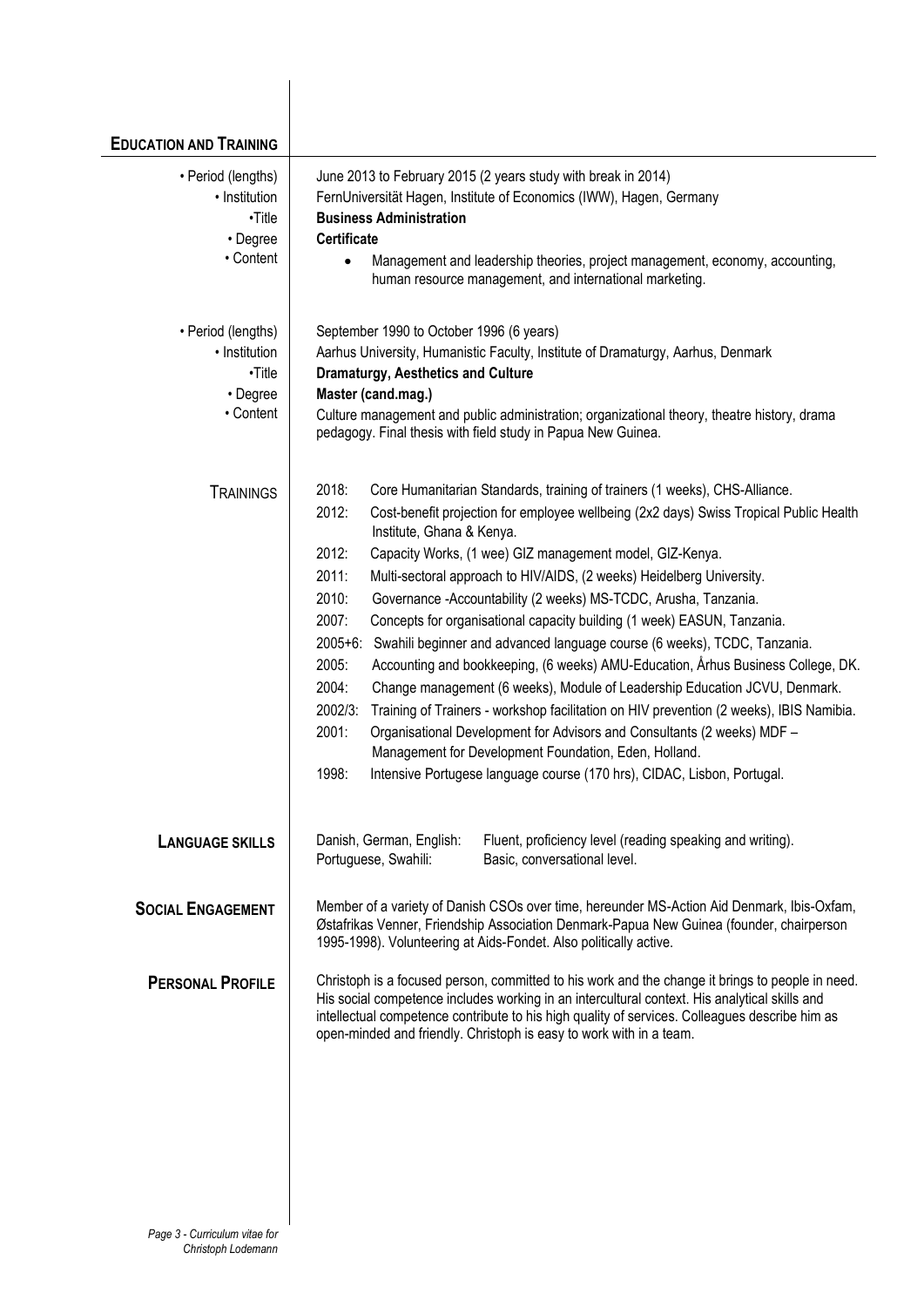## Education and Training

| | |
|---|---|
| • Period (lengths) | June 2013 to February 2015 (2 years study with break in 2014) |
| • Institution | FernUniversität Hagen, Institute of Economics (IWW), Hagen, Germany |
| •Title | **Business Administration** |
| • Degree | **Certificate** |
| • Content | • Management and leadership theories, project management, economy, accounting, human resource management, and international marketing. |

| | |
|---|---|
| • Period (lengths) | September 1990 to October 1996 (6 years) |
| • Institution | Aarhus University, Humanistic Faculty, Institute of Dramaturgy, Aarhus, Denmark |
| •Title | **Dramaturgy, Aesthetics and Culture** |
| • Degree | **Master (cand.mag.)** |
| • Content | Culture management and public administration; organizational theory, theatre history, drama pedagogy. Final thesis with field study in Papua New Guinea. |

## Trainings

- 2018: Core Humanitarian Standards, training of trainers (1 weeks), CHS-Alliance.
- 2012: Cost-benefit projection for employee wellbeing (2x2 days) Swiss Tropical Public Health Institute, Ghana & Kenya.
- 2012: Capacity Works, (1 wee) GIZ management model, GIZ-Kenya.
- 2011: Multi-sectoral approach to HIV/AIDS, (2 weeks) Heidelberg University.
- 2010: Governance -Accountability (2 weeks) MS-TCDC, Arusha, Tanzania.
- 2007: Concepts for organisational capacity building (1 week) EASUN, Tanzania.
- 2005+6: Swahili beginner and advanced language course (6 weeks), TCDC, Tanzania.
- 2005: Accounting and bookkeeping, (6 weeks) AMU-Education, Århus Business College, DK.
- 2004: Change management (6 weeks), Module of Leadership Education JCVU, Denmark.
- 2002/3: Training of Trainers - workshop facilitation on HIV prevention (2 weeks), IBIS Namibia.
- 2001: Organisational Development for Advisors and Consultants (2 weeks) MDF – Management for Development Foundation, Eden, Holland.
- 1998: Intensive Portugese language course (170 hrs), CIDAC, Lisbon, Portugal.

## Language Skills

| | |
|---|---|
| Danish, German, English: | Fluent, proficiency level (reading speaking and writing). |
| Portuguese, Swahili: | Basic, conversational level. |

## Social Engagement

Member of a variety of Danish CSOs over time, hereunder MS-Action Aid Denmark, Ibis-Oxfam, Østafrikas Venner, Friendship Association Denmark-Papua New Guinea (founder, chairperson 1995-1998). Volunteering at Aids-Fondet. Also politically active.

## Personal Profile

Christoph is a focused person, committed to his work and the change it brings to people in need. His social competence includes working in an intercultural context. His analytical skills and intellectual competence contribute to his high quality of services. Colleagues describe him as open-minded and friendly. Christoph is easy to work with in a team.